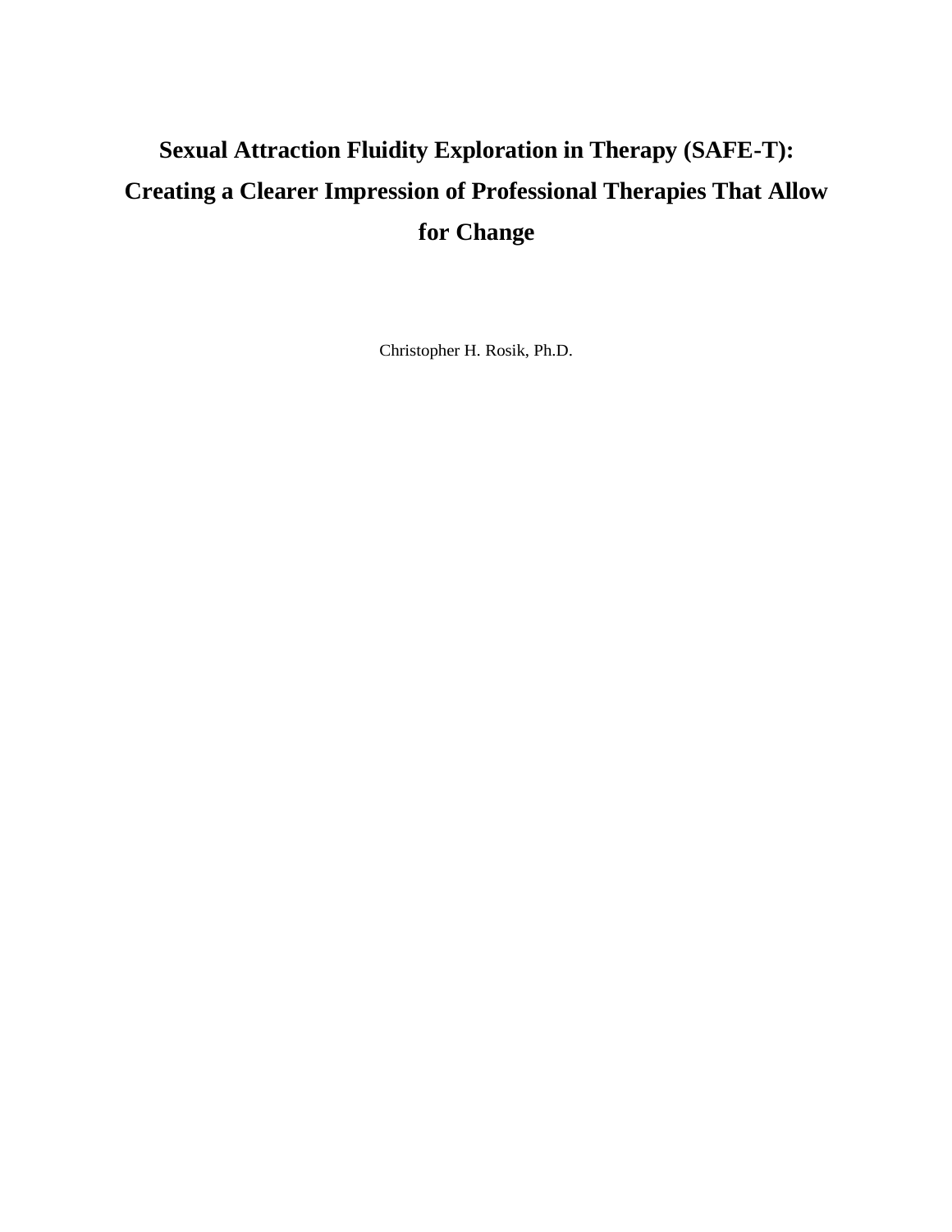# Sexual Attraction Fluidity Exploration in Therapy (SAFE-T): Creating a Clearer Impression of Professional Therapies That Allow for Change

Christopher H. Rosik, Ph.D.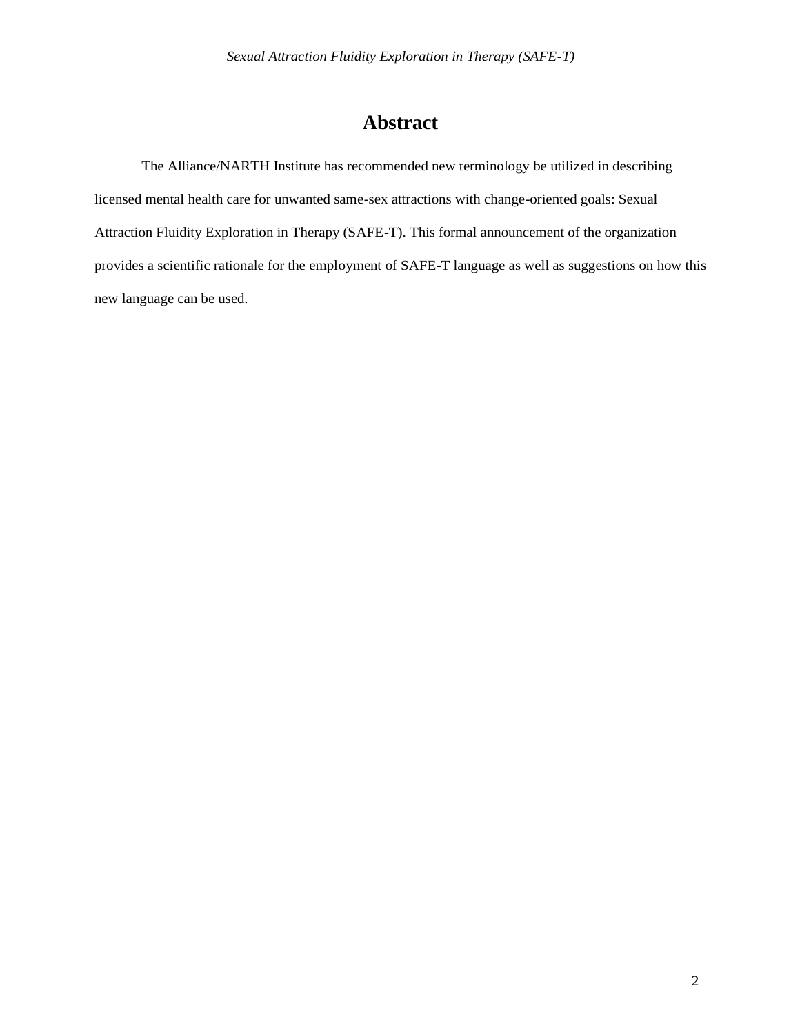# Abstract

The Alliance/NARTH Institute has recommended new terminology be utilized in describing licensed mental health care for unwanted same-sex attractions with change-oriented goals: Sexual Attraction Fluidity Exploration in Therapy (SAFE-T). This formal announcement of the organization provides a scientific rationale for the employment of SAFE-T language as well as suggestions on how this new language can be used.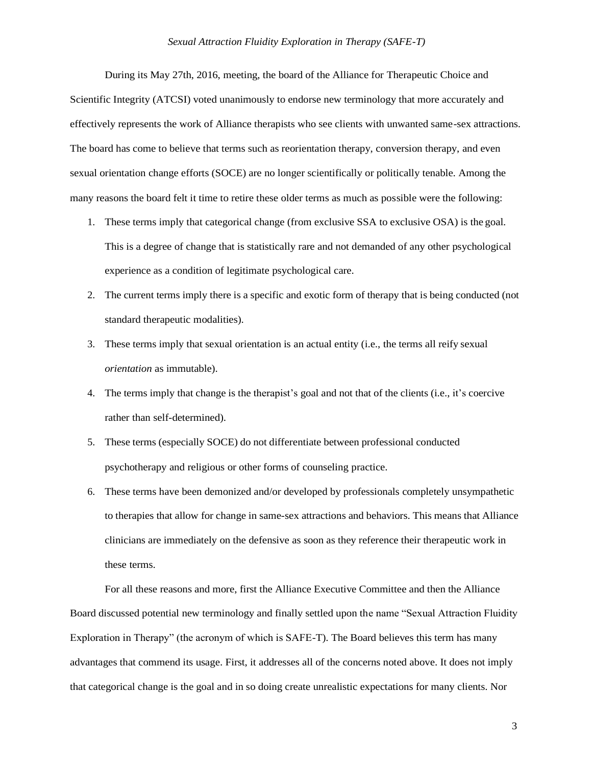During its May 27th, 2016, meeting, the board of the Alliance for Therapeutic Choice and Scientific Integrity (ATCSI) voted unanimously to endorse new terminology that more accurately and effectively represents the work of Alliance therapists who see clients with unwanted same-sex attractions. The board has come to believe that terms such as reorientation therapy, conversion therapy, and even sexual orientation change efforts (SOCE) are no longer scientifically or politically tenable. Among the many reasons the board felt it time to retire these older terms as much as possible were the following:

1. These terms imply that categorical change (from exclusive SSA to exclusive OSA) is the goal. This is a degree of change that is statistically rare and not demanded of any other psychological experience as a condition of legitimate psychological care.
2. The current terms imply there is a specific and exotic form of therapy that is being conducted (not standard therapeutic modalities).
3. These terms imply that sexual orientation is an actual entity (i.e., the terms all reify sexual *orientation* as immutable).
4. The terms imply that change is the therapist's goal and not that of the clients (i.e., it's coercive rather than self-determined).
5. These terms (especially SOCE) do not differentiate between professional conducted psychotherapy and religious or other forms of counseling practice.
6. These terms have been demonized and/or developed by professionals completely unsympathetic to therapies that allow for change in same-sex attractions and behaviors. This means that Alliance clinicians are immediately on the defensive as soon as they reference their therapeutic work in these terms.

For all these reasons and more, first the Alliance Executive Committee and then the Alliance Board discussed potential new terminology and finally settled upon the name "Sexual Attraction Fluidity Exploration in Therapy" (the acronym of which is SAFE-T). The Board believes this term has many advantages that commend its usage. First, it addresses all of the concerns noted above. It does not imply that categorical change is the goal and in so doing create unrealistic expectations for many clients. Nor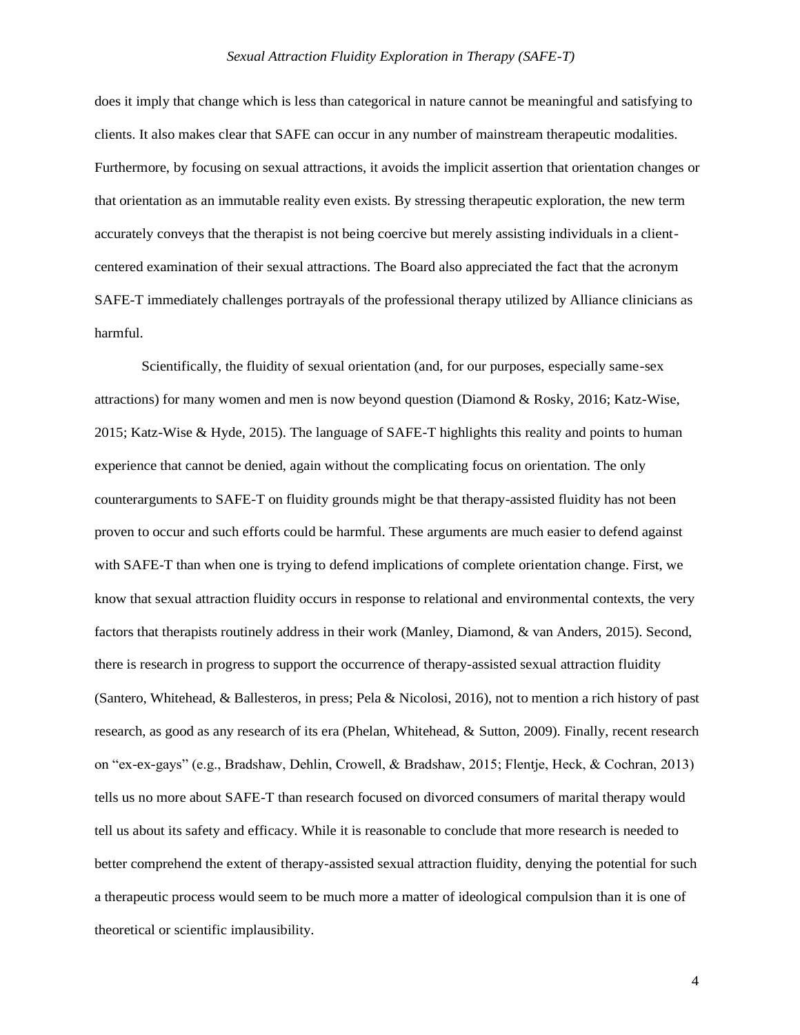does it imply that change which is less than categorical in nature cannot be meaningful and satisfying to clients. It also makes clear that SAFE can occur in any number of mainstream therapeutic modalities. Furthermore, by focusing on sexual attractions, it avoids the implicit assertion that orientation changes or that orientation as an immutable reality even exists. By stressing therapeutic exploration, the new term accurately conveys that the therapist is not being coercive but merely assisting individuals in a client-centered examination of their sexual attractions. The Board also appreciated the fact that the acronym SAFE-T immediately challenges portrayals of the professional therapy utilized by Alliance clinicians as harmful.

Scientifically, the fluidity of sexual orientation (and, for our purposes, especially same-sex attractions) for many women and men is now beyond question (Diamond & Rosky, 2016; Katz-Wise, 2015; Katz-Wise & Hyde, 2015). The language of SAFE-T highlights this reality and points to human experience that cannot be denied, again without the complicating focus on orientation. The only counterarguments to SAFE-T on fluidity grounds might be that therapy-assisted fluidity has not been proven to occur and such efforts could be harmful. These arguments are much easier to defend against with SAFE-T than when one is trying to defend implications of complete orientation change. First, we know that sexual attraction fluidity occurs in response to relational and environmental contexts, the very factors that therapists routinely address in their work (Manley, Diamond, & van Anders, 2015). Second, there is research in progress to support the occurrence of therapy-assisted sexual attraction fluidity (Santero, Whitehead, & Ballesteros, in press; Pela & Nicolosi, 2016), not to mention a rich history of past research, as good as any research of its era (Phelan, Whitehead, & Sutton, 2009). Finally, recent research on "ex-ex-gays" (e.g., Bradshaw, Dehlin, Crowell, & Bradshaw, 2015; Flentje, Heck, & Cochran, 2013) tells us no more about SAFE-T than research focused on divorced consumers of marital therapy would tell us about its safety and efficacy. While it is reasonable to conclude that more research is needed to better comprehend the extent of therapy-assisted sexual attraction fluidity, denying the potential for such a therapeutic process would seem to be much more a matter of ideological compulsion than it is one of theoretical or scientific implausibility.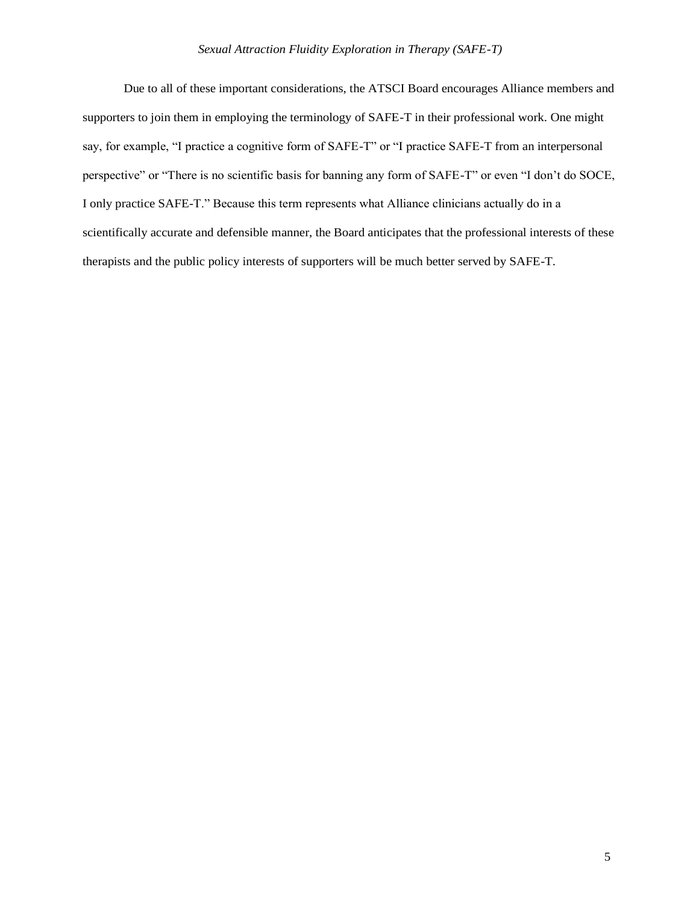Due to all of these important considerations, the ATSCI Board encourages Alliance members and supporters to join them in employing the terminology of SAFE-T in their professional work. One might say, for example, "I practice a cognitive form of SAFE-T" or "I practice SAFE-T from an interpersonal perspective" or "There is no scientific basis for banning any form of SAFE-T" or even "I don't do SOCE, I only practice SAFE-T." Because this term represents what Alliance clinicians actually do in a scientifically accurate and defensible manner, the Board anticipates that the professional interests of these therapists and the public policy interests of supporters will be much better served by SAFE-T.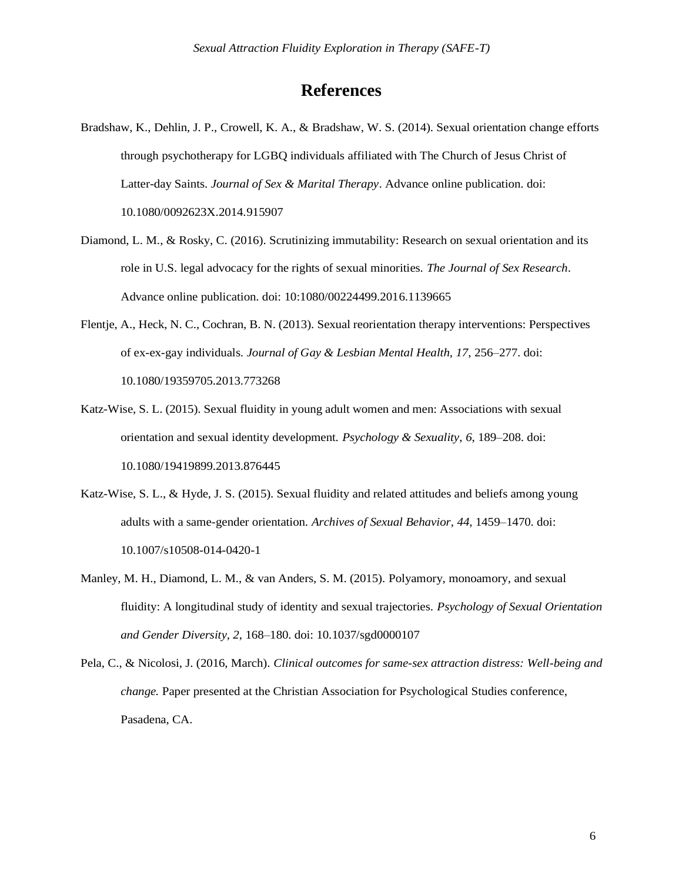# References

Bradshaw, K., Dehlin, J. P., Crowell, K. A., & Bradshaw, W. S. (2014). Sexual orientation change efforts through psychotherapy for LGBQ individuals affiliated with The Church of Jesus Christ of Latter-day Saints. *Journal of Sex & Marital Therapy*. Advance online publication. doi: 10.1080/0092623X.2014.915907

Diamond, L. M., & Rosky, C. (2016). Scrutinizing immutability: Research on sexual orientation and its role in U.S. legal advocacy for the rights of sexual minorities. *The Journal of Sex Research*. Advance online publication. doi: 10:1080/00224499.2016.1139665

Flentje, A., Heck, N. C., Cochran, B. N. (2013). Sexual reorientation therapy interventions: Perspectives of ex-ex-gay individuals. *Journal of Gay & Lesbian Mental Health, 17*, 256–277. doi: 10.1080/19359705.2013.773268

Katz-Wise, S. L. (2015). Sexual fluidity in young adult women and men: Associations with sexual orientation and sexual identity development. *Psychology & Sexuality, 6*, 189–208. doi: 10.1080/19419899.2013.876445

Katz-Wise, S. L., & Hyde, J. S. (2015). Sexual fluidity and related attitudes and beliefs among young adults with a same-gender orientation. *Archives of Sexual Behavior, 44*, 1459–1470. doi: 10.1007/s10508-014-0420-1

Manley, M. H., Diamond, L. M., & van Anders, S. M. (2015). Polyamory, monoamory, and sexual fluidity: A longitudinal study of identity and sexual trajectories. *Psychology of Sexual Orientation and Gender Diversity, 2*, 168–180. doi: 10.1037/sgd0000107

Pela, C., & Nicolosi, J. (2016, March). *Clinical outcomes for same-sex attraction distress: Well-being and change.* Paper presented at the Christian Association for Psychological Studies conference, Pasadena, CA.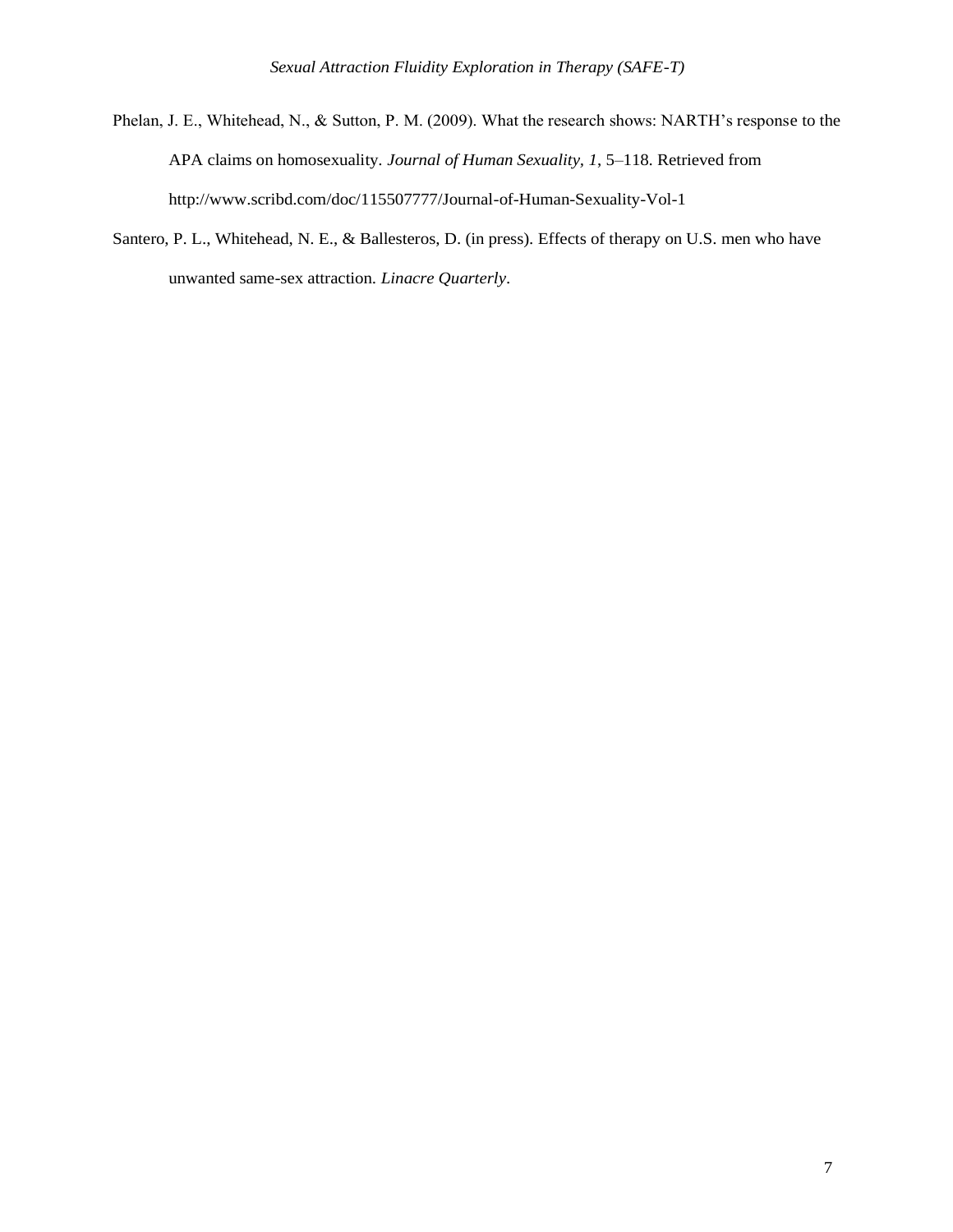Phelan, J. E., Whitehead, N., & Sutton, P. M. (2009). What the research shows: NARTH's response to the APA claims on homosexuality. *Journal of Human Sexuality, 1*, 5–118. Retrieved from http://www.scribd.com/doc/115507777/Journal-of-Human-Sexuality-Vol-1

Santero, P. L., Whitehead, N. E., & Ballesteros, D. (in press). Effects of therapy on U.S. men who have unwanted same-sex attraction. *Linacre Quarterly*.